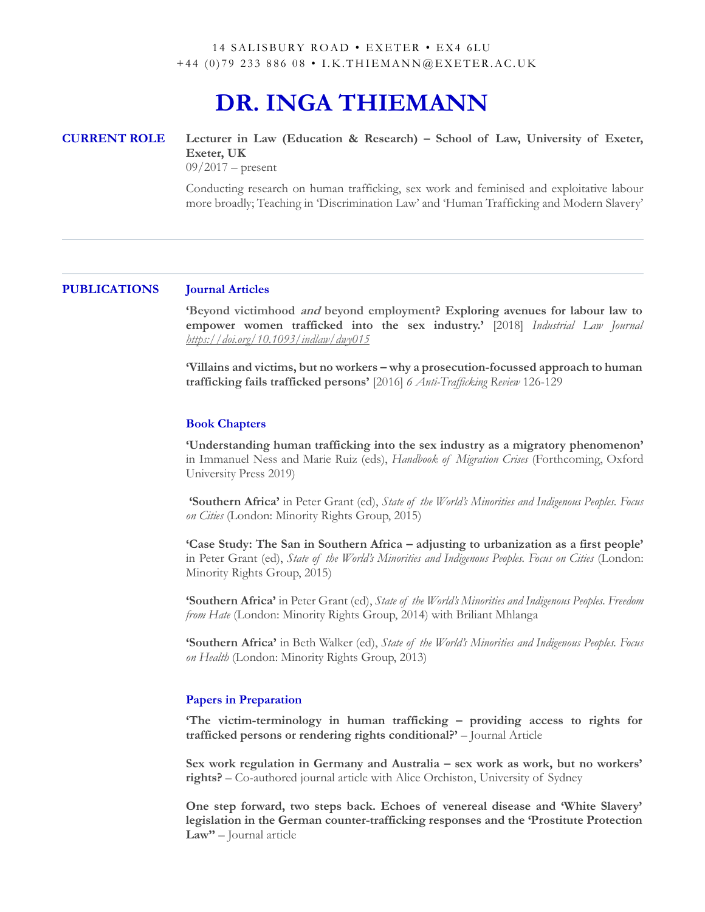14 SALISBURY ROAD • EXETER • EX4 6LU
+44 (0)79 233 886 08 • I.K.THIEMANN@EXETER.AC.UK

# DR. INGA THIEMANN

## CURRENT ROLE

**Lecturer in Law (Education & Research) – School of Law, University of Exeter, Exeter, UK**
09/2017 – present

Conducting research on human trafficking, sex work and feminised and exploitative labour more broadly; Teaching in 'Discrimination Law' and 'Human Trafficking and Modern Slavery'

---

---

## PUBLICATIONS

### Journal Articles

**'Beyond victimhood *and* beyond employment? Exploring avenues for labour law to empower women trafficked into the sex industry.'** [2018] *Industrial Law Journal* *https://doi.org/10.1093/indlaw/dwy015*

**'Villains and victims, but no workers – why a prosecution-focussed approach to human trafficking fails trafficked persons'** [2016] *6 Anti-Trafficking Review* 126-129

### Book Chapters

**'Understanding human trafficking into the sex industry as a migratory phenomenon'** in Immanuel Ness and Marie Ruiz (eds), *Handbook of Migration Crises* (Forthcoming, Oxford University Press 2019)

**'Southern Africa'** in Peter Grant (ed), *State of the World's Minorities and Indigenous Peoples. Focus on Cities* (London: Minority Rights Group, 2015)

**'Case Study: The San in Southern Africa – adjusting to urbanization as a first people'** in Peter Grant (ed), *State of the World's Minorities and Indigenous Peoples. Focus on Cities* (London: Minority Rights Group, 2015)

**'Southern Africa'** in Peter Grant (ed), *State of the World's Minorities and Indigenous Peoples. Freedom from Hate* (London: Minority Rights Group, 2014) with Briliant Mhlanga

**'Southern Africa'** in Beth Walker (ed), *State of the World's Minorities and Indigenous Peoples. Focus on Health* (London: Minority Rights Group, 2013)

### Papers in Preparation

**'The victim-terminology in human trafficking – providing access to rights for trafficked persons or rendering rights conditional?'** – Journal Article

**Sex work regulation in Germany and Australia – sex work as work, but no workers' rights?** – Co-authored journal article with Alice Orchiston, University of Sydney

**One step forward, two steps back. Echoes of venereal disease and 'White Slavery' legislation in the German counter-trafficking responses and the 'Prostitute Protection Law''** – Journal article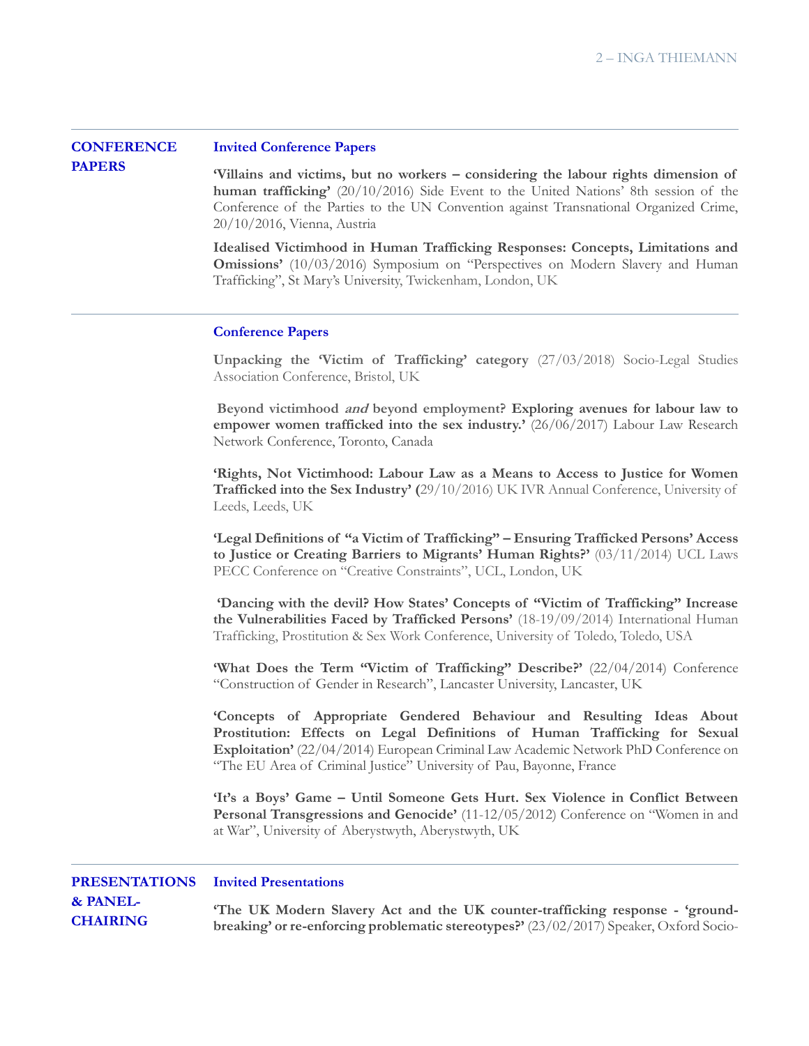## CONFERENCE PAPERS

### Invited Conference Papers

**'Villains and victims, but no workers – considering the labour rights dimension of human trafficking'** (20/10/2016) Side Event to the United Nations' 8th session of the Conference of the Parties to the UN Convention against Transnational Organized Crime, 20/10/2016, Vienna, Austria

**Idealised Victimhood in Human Trafficking Responses: Concepts, Limitations and Omissions'** (10/03/2016) Symposium on "Perspectives on Modern Slavery and Human Trafficking", St Mary's University, Twickenham, London, UK

### Conference Papers

**Unpacking the 'Victim of Trafficking' category** (27/03/2018) Socio-Legal Studies Association Conference, Bristol, UK

**Beyond victimhood *and* beyond employment? Exploring avenues for labour law to empower women trafficked into the sex industry.'** (26/06/2017) Labour Law Research Network Conference, Toronto, Canada

**'Rights, Not Victimhood: Labour Law as a Means to Access to Justice for Women Trafficked into the Sex Industry' (**29/10/2016) UK IVR Annual Conference, University of Leeds, Leeds, UK

**'Legal Definitions of "a Victim of Trafficking" – Ensuring Trafficked Persons' Access to Justice or Creating Barriers to Migrants' Human Rights?'** (03/11/2014) UCL Laws PECC Conference on "Creative Constraints", UCL, London, UK

**'Dancing with the devil? How States' Concepts of "Victim of Trafficking" Increase the Vulnerabilities Faced by Trafficked Persons'** (18-19/09/2014) International Human Trafficking, Prostitution & Sex Work Conference, University of Toledo, Toledo, USA

**'What Does the Term "Victim of Trafficking" Describe?'** (22/04/2014) Conference "Construction of Gender in Research", Lancaster University, Lancaster, UK

**'Concepts of Appropriate Gendered Behaviour and Resulting Ideas About Prostitution: Effects on Legal Definitions of Human Trafficking for Sexual Exploitation'** (22/04/2014) European Criminal Law Academic Network PhD Conference on "The EU Area of Criminal Justice" University of Pau, Bayonne, France

**'It's a Boys' Game – Until Someone Gets Hurt. Sex Violence in Conflict Between Personal Transgressions and Genocide'** (11-12/05/2012) Conference on "Women in and at War", University of Aberystwyth, Aberystwyth, UK

## PRESENTATIONS & PANEL-CHAIRING

### Invited Presentations

**'The UK Modern Slavery Act and the UK counter-trafficking response - 'ground-breaking' or re-enforcing problematic stereotypes?'** (23/02/2017) Speaker, Oxford Socio-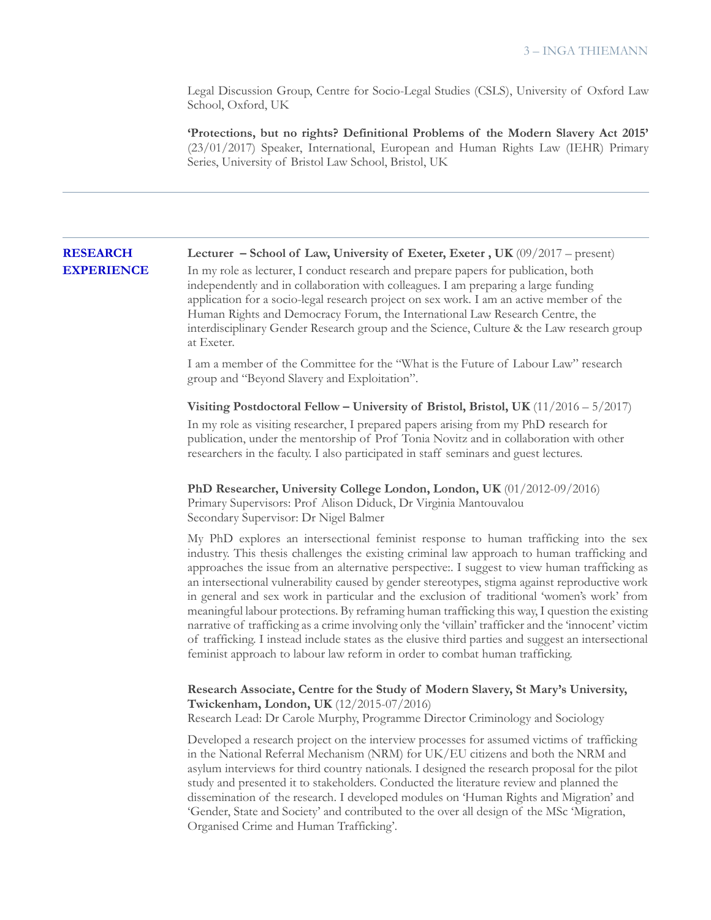Legal Discussion Group, Centre for Socio-Legal Studies (CSLS), University of Oxford Law School, Oxford, UK

**'Protections, but no rights? Definitional Problems of the Modern Slavery Act 2015'** (23/01/2017) Speaker, International, European and Human Rights Law (IEHR) Primary Series, University of Bristol Law School, Bristol, UK

---

## RESEARCH EXPERIENCE

**Lecturer – School of Law, University of Exeter, Exeter , UK** (09/2017 – present)

In my role as lecturer, I conduct research and prepare papers for publication, both independently and in collaboration with colleagues. I am preparing a large funding application for a socio-legal research project on sex work. I am an active member of the Human Rights and Democracy Forum, the International Law Research Centre, the interdisciplinary Gender Research group and the Science, Culture & the Law research group at Exeter.

I am a member of the Committee for the "What is the Future of Labour Law" research group and "Beyond Slavery and Exploitation".

**Visiting Postdoctoral Fellow – University of Bristol, Bristol, UK** (11/2016 – 5/2017)

In my role as visiting researcher, I prepared papers arising from my PhD research for publication, under the mentorship of Prof Tonia Novitz and in collaboration with other researchers in the faculty. I also participated in staff seminars and guest lectures.

**PhD Researcher, University College London, London, UK** (01/2012-09/2016)
Primary Supervisors: Prof Alison Diduck, Dr Virginia Mantouvalou
Secondary Supervisor: Dr Nigel Balmer

My PhD explores an intersectional feminist response to human trafficking into the sex industry. This thesis challenges the existing criminal law approach to human trafficking and approaches the issue from an alternative perspective:. I suggest to view human trafficking as an intersectional vulnerability caused by gender stereotypes, stigma against reproductive work in general and sex work in particular and the exclusion of traditional 'women's work' from meaningful labour protections. By reframing human trafficking this way, I question the existing narrative of trafficking as a crime involving only the 'villain' trafficker and the 'innocent' victim of trafficking. I instead include states as the elusive third parties and suggest an intersectional feminist approach to labour law reform in order to combat human trafficking.

**Research Associate, Centre for the Study of Modern Slavery, St Mary's University, Twickenham, London, UK** (12/2015-07/2016)
Research Lead: Dr Carole Murphy, Programme Director Criminology and Sociology

Developed a research project on the interview processes for assumed victims of trafficking in the National Referral Mechanism (NRM) for UK/EU citizens and both the NRM and asylum interviews for third country nationals. I designed the research proposal for the pilot study and presented it to stakeholders. Conducted the literature review and planned the dissemination of the research. I developed modules on 'Human Rights and Migration' and 'Gender, State and Society' and contributed to the over all design of the MSc 'Migration, Organised Crime and Human Trafficking'.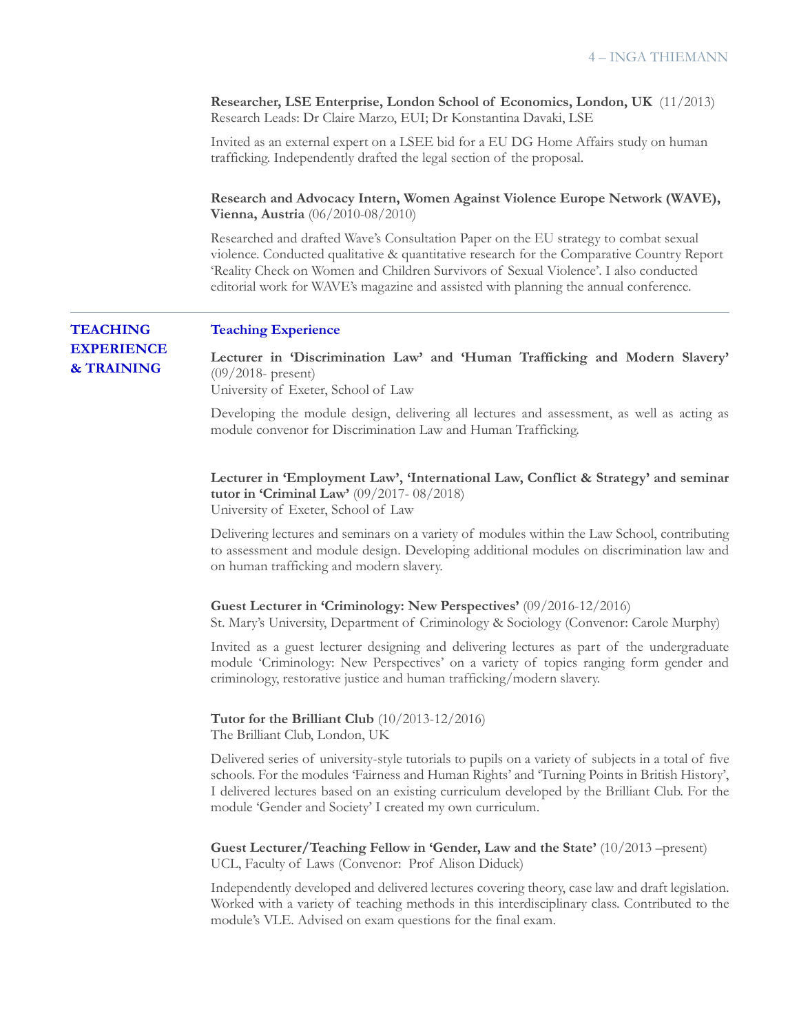**Researcher, LSE Enterprise, London School of Economics, London, UK** (11/2013)
Research Leads: Dr Claire Marzo, EUI; Dr Konstantina Davaki, LSE

Invited as an external expert on a LSEE bid for a EU DG Home Affairs study on human trafficking. Independently drafted the legal section of the proposal.

**Research and Advocacy Intern, Women Against Violence Europe Network (WAVE), Vienna, Austria** (06/2010-08/2010)

Researched and drafted Wave's Consultation Paper on the EU strategy to combat sexual violence. Conducted qualitative & quantitative research for the Comparative Country Report 'Reality Check on Women and Children Survivors of Sexual Violence'. I also conducted editorial work for WAVE's magazine and assisted with planning the annual conference.

---

## TEACHING EXPERIENCE & TRAINING

### Teaching Experience

**Lecturer in 'Discrimination Law' and 'Human Trafficking and Modern Slavery'** (09/2018- present)
University of Exeter, School of Law

Developing the module design, delivering all lectures and assessment, as well as acting as module convenor for Discrimination Law and Human Trafficking.

**Lecturer in 'Employment Law', 'International Law, Conflict & Strategy' and seminar tutor in 'Criminal Law'** (09/2017- 08/2018)
University of Exeter, School of Law

Delivering lectures and seminars on a variety of modules within the Law School, contributing to assessment and module design. Developing additional modules on discrimination law and on human trafficking and modern slavery.

**Guest Lecturer in 'Criminology: New Perspectives'** (09/2016-12/2016)
St. Mary's University, Department of Criminology & Sociology (Convenor: Carole Murphy)

Invited as a guest lecturer designing and delivering lectures as part of the undergraduate module 'Criminology: New Perspectives' on a variety of topics ranging form gender and criminology, restorative justice and human trafficking/modern slavery.

**Tutor for the Brilliant Club** (10/2013-12/2016)
The Brilliant Club, London, UK

Delivered series of university-style tutorials to pupils on a variety of subjects in a total of five schools. For the modules 'Fairness and Human Rights' and 'Turning Points in British History', I delivered lectures based on an existing curriculum developed by the Brilliant Club. For the module 'Gender and Society' I created my own curriculum.

**Guest Lecturer/Teaching Fellow in 'Gender, Law and the State'** (10/2013 –present)
UCL, Faculty of Laws (Convenor: Prof Alison Diduck)

Independently developed and delivered lectures covering theory, case law and draft legislation. Worked with a variety of teaching methods in this interdisciplinary class. Contributed to the module's VLE. Advised on exam questions for the final exam.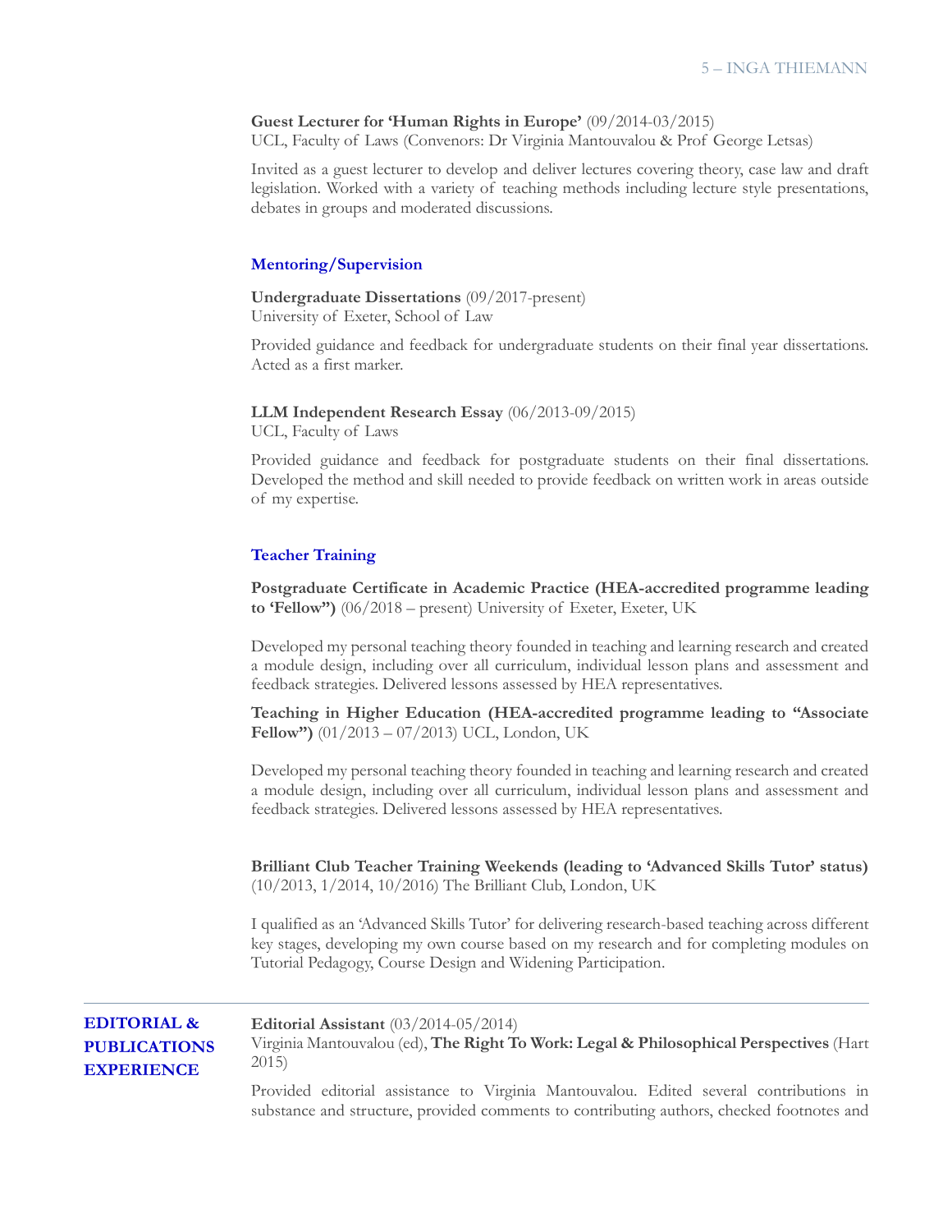**Guest Lecturer for 'Human Rights in Europe'** (09/2014-03/2015)
UCL, Faculty of Laws (Convenors: Dr Virginia Mantouvalou & Prof George Letsas)

Invited as a guest lecturer to develop and deliver lectures covering theory, case law and draft legislation. Worked with a variety of teaching methods including lecture style presentations, debates in groups and moderated discussions.

### Mentoring/Supervision

**Undergraduate Dissertations** (09/2017-present)
University of Exeter, School of Law

Provided guidance and feedback for undergraduate students on their final year dissertations. Acted as a first marker.

**LLM Independent Research Essay** (06/2013-09/2015)
UCL, Faculty of Laws

Provided guidance and feedback for postgraduate students on their final dissertations. Developed the method and skill needed to provide feedback on written work in areas outside of my expertise.

### Teacher Training

**Postgraduate Certificate in Academic Practice (HEA-accredited programme leading to 'Fellow")** (06/2018 – present) University of Exeter, Exeter, UK

Developed my personal teaching theory founded in teaching and learning research and created a module design, including over all curriculum, individual lesson plans and assessment and feedback strategies. Delivered lessons assessed by HEA representatives.

**Teaching in Higher Education (HEA-accredited programme leading to "Associate Fellow")** (01/2013 – 07/2013) UCL, London, UK

Developed my personal teaching theory founded in teaching and learning research and created a module design, including over all curriculum, individual lesson plans and assessment and feedback strategies. Delivered lessons assessed by HEA representatives.

**Brilliant Club Teacher Training Weekends (leading to 'Advanced Skills Tutor' status)** (10/2013, 1/2014, 10/2016) The Brilliant Club, London, UK

I qualified as an 'Advanced Skills Tutor' for delivering research-based teaching across different key stages, developing my own course based on my research and for completing modules on Tutorial Pedagogy, Course Design and Widening Participation.

---

## EDITORIAL & PUBLICATIONS EXPERIENCE

**Editorial Assistant** (03/2014-05/2014)
Virginia Mantouvalou (ed), **The Right To Work: Legal & Philosophical Perspectives** (Hart 2015)

Provided editorial assistance to Virginia Mantouvalou. Edited several contributions in substance and structure, provided comments to contributing authors, checked footnotes and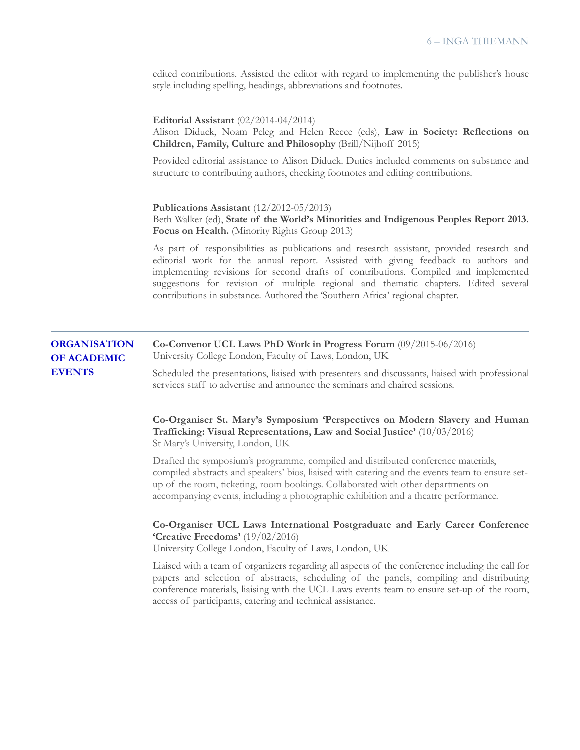edited contributions. Assisted the editor with regard to implementing the publisher's house style including spelling, headings, abbreviations and footnotes.

**Editorial Assistant** (02/2014-04/2014)
Alison Diduck, Noam Peleg and Helen Reece (eds), **Law in Society: Reflections on Children, Family, Culture and Philosophy** (Brill/Nijhoff 2015)

Provided editorial assistance to Alison Diduck. Duties included comments on substance and structure to contributing authors, checking footnotes and editing contributions.

**Publications Assistant** (12/2012-05/2013)
Beth Walker (ed), **State of the World's Minorities and Indigenous Peoples Report 2013. Focus on Health.** (Minority Rights Group 2013)

As part of responsibilities as publications and research assistant, provided research and editorial work for the annual report. Assisted with giving feedback to authors and implementing revisions for second drafts of contributions. Compiled and implemented suggestions for revision of multiple regional and thematic chapters. Edited several contributions in substance. Authored the 'Southern Africa' regional chapter.

---

## ORGANISATION OF ACADEMIC EVENTS

**Co-Convenor UCL Laws PhD Work in Progress Forum** (09/2015-06/2016)
University College London, Faculty of Laws, London, UK

Scheduled the presentations, liaised with presenters and discussants, liaised with professional services staff to advertise and announce the seminars and chaired sessions.

**Co-Organiser St. Mary's Symposium 'Perspectives on Modern Slavery and Human Trafficking: Visual Representations, Law and Social Justice'** (10/03/2016)
St Mary's University, London, UK

Drafted the symposium's programme, compiled and distributed conference materials, compiled abstracts and speakers' bios, liaised with catering and the events team to ensure set-up of the room, ticketing, room bookings. Collaborated with other departments on accompanying events, including a photographic exhibition and a theatre performance.

**Co-Organiser UCL Laws International Postgraduate and Early Career Conference 'Creative Freedoms'** (19/02/2016)
University College London, Faculty of Laws, London, UK

Liaised with a team of organizers regarding all aspects of the conference including the call for papers and selection of abstracts, scheduling of the panels, compiling and distributing conference materials, liaising with the UCL Laws events team to ensure set-up of the room, access of participants, catering and technical assistance.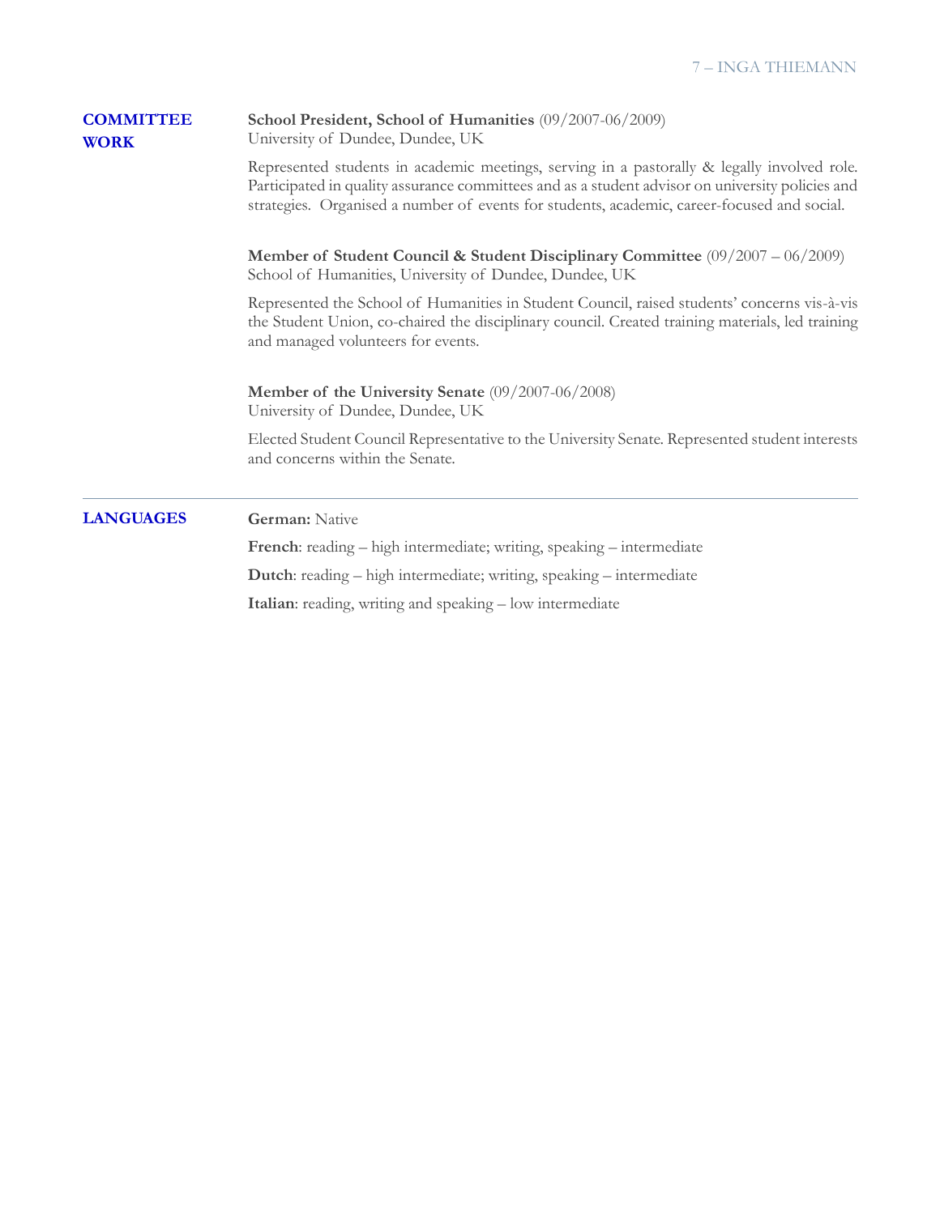## COMMITTEE WORK

**School President, School of Humanities** (09/2007-06/2009)
University of Dundee, Dundee, UK

Represented students in academic meetings, serving in a pastorally & legally involved role. Participated in quality assurance committees and as a student advisor on university policies and strategies. Organised a number of events for students, academic, career-focused and social.

**Member of Student Council & Student Disciplinary Committee** (09/2007 – 06/2009)
School of Humanities, University of Dundee, Dundee, UK

Represented the School of Humanities in Student Council, raised students' concerns vis-à-vis the Student Union, co-chaired the disciplinary council. Created training materials, led training and managed volunteers for events.

**Member of the University Senate** (09/2007-06/2008)
University of Dundee, Dundee, UK

Elected Student Council Representative to the University Senate. Represented student interests and concerns within the Senate.

---

## LANGUAGES

**German:** Native

**French**: reading – high intermediate; writing, speaking – intermediate

**Dutch**: reading – high intermediate; writing, speaking – intermediate

**Italian**: reading, writing and speaking – low intermediate